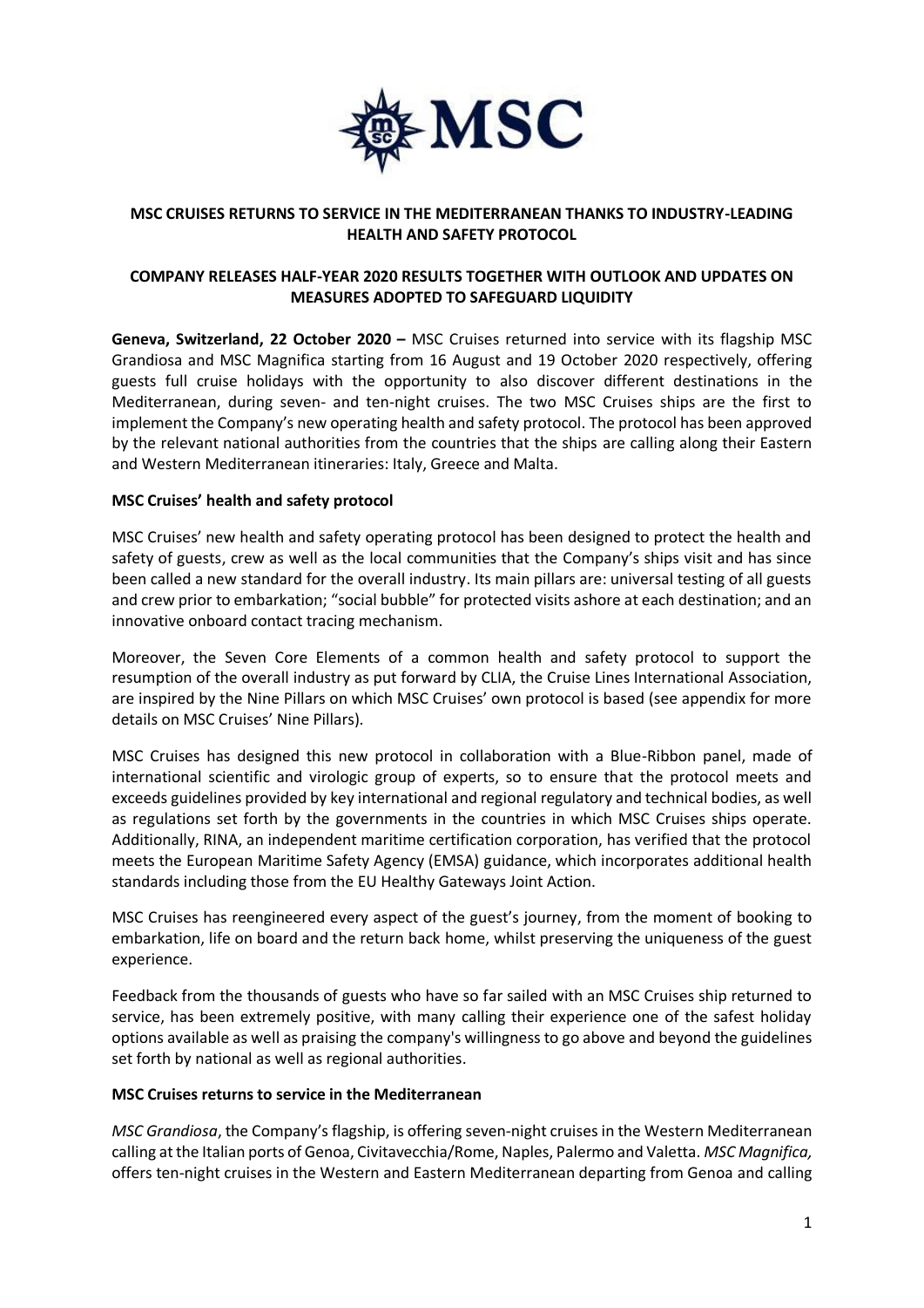# MSC CRUISES RETURNS TO SERVICE IN THE MEDITERRANEAN THANKS TO INDUSTRY-LEADING HEALTH AND SAFETY PROTOCOL

## COMPANY RELEASES HALF-YEAR 2020 RESULTS TOGETHER WITH OUTLOOK AND UPDATES ON MEASURES ADOPTED TO SAFEGUARD LIQUIDITY

**Geneva, Switzerland, 22 October 2020 –** MSC Cruises returned into service with its flagship MSC Grandiosa and MSC Magnifica starting from 16 August and 19 October 2020 respectively, offering guests full cruise holidays with the opportunity to also discover different destinations in the Mediterranean, during seven- and ten-night cruises. The two MSC Cruises ships are the first to implement the Company's new operating health and safety protocol. The protocol has been approved by the relevant national authorities from the countries that the ships are calling along their Eastern and Western Mediterranean itineraries: Italy, Greece and Malta.

**MSC Cruises' health and safety protocol**

MSC Cruises' new health and safety operating protocol has been designed to protect the health and safety of guests, crew as well as the local communities that the Company's ships visit and has since been called a new standard for the overall industry. Its main pillars are: universal testing of all guests and crew prior to embarkation; "social bubble" for protected visits ashore at each destination; and an innovative onboard contact tracing mechanism.

Moreover, the Seven Core Elements of a common health and safety protocol to support the resumption of the overall industry as put forward by CLIA, the Cruise Lines International Association, are inspired by the Nine Pillars on which MSC Cruises' own protocol is based (see appendix for more details on MSC Cruises' Nine Pillars).

MSC Cruises has designed this new protocol in collaboration with a Blue-Ribbon panel, made of international scientific and virologic group of experts, so to ensure that the protocol meets and exceeds guidelines provided by key international and regional regulatory and technical bodies, as well as regulations set forth by the governments in the countries in which MSC Cruises ships operate. Additionally, RINA, an independent maritime certification corporation, has verified that the protocol meets the European Maritime Safety Agency (EMSA) guidance, which incorporates additional health standards including those from the EU Healthy Gateways Joint Action.

MSC Cruises has reengineered every aspect of the guest's journey, from the moment of booking to embarkation, life on board and the return back home, whilst preserving the uniqueness of the guest experience.

Feedback from the thousands of guests who have so far sailed with an MSC Cruises ship returned to service, has been extremely positive, with many calling their experience one of the safest holiday options available as well as praising the company's willingness to go above and beyond the guidelines set forth by national as well as regional authorities.

**MSC Cruises returns to service in the Mediterranean**

*MSC Grandiosa*, the Company's flagship, is offering seven-night cruises in the Western Mediterranean calling at the Italian ports of Genoa, Civitavecchia/Rome, Naples, Palermo and Valetta. *MSC Magnifica,* offers ten-night cruises in the Western and Eastern Mediterranean departing from Genoa and calling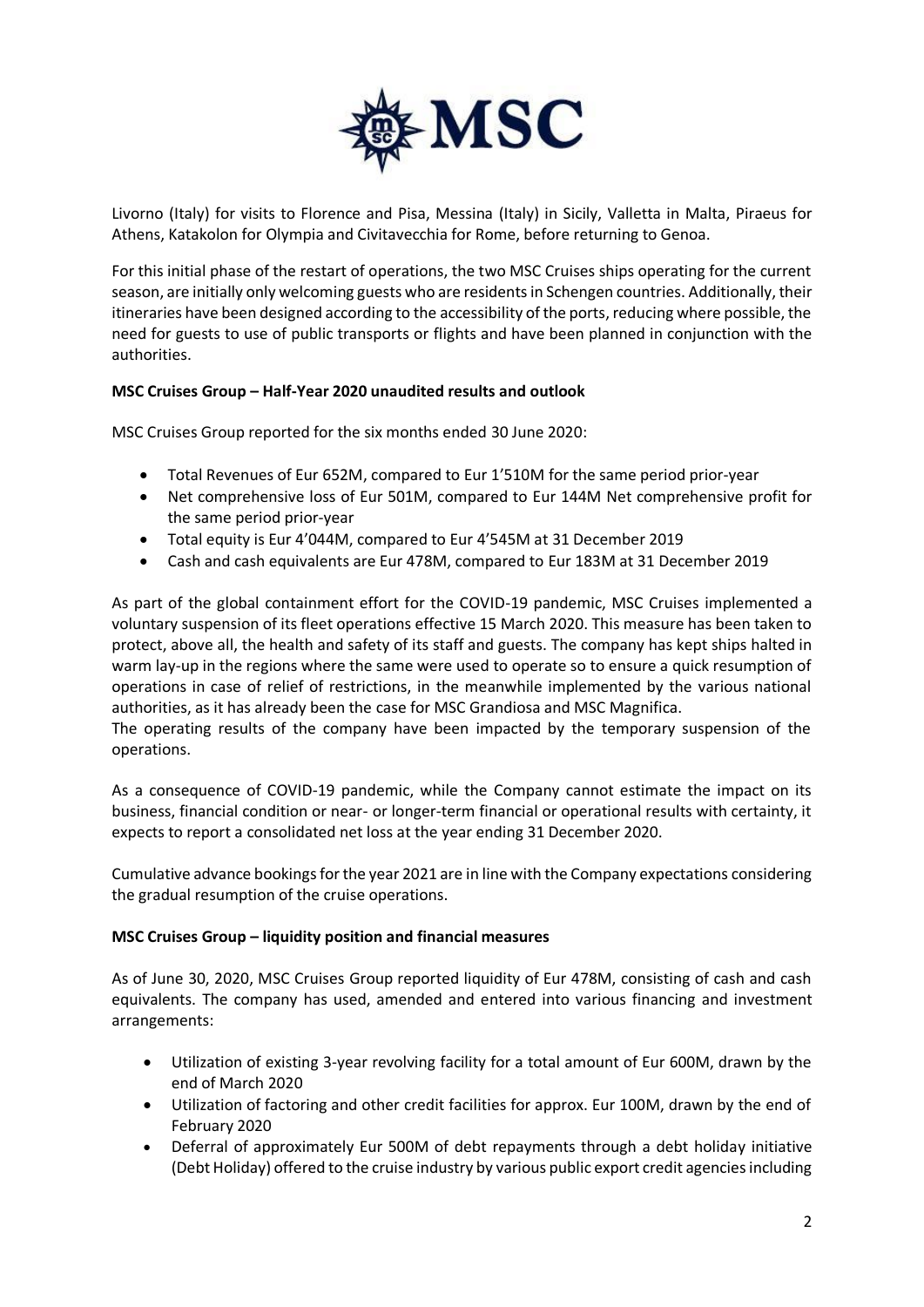Livorno (Italy) for visits to Florence and Pisa, Messina (Italy) in Sicily, Valletta in Malta, Piraeus for Athens, Katakolon for Olympia and Civitavecchia for Rome, before returning to Genoa.

For this initial phase of the restart of operations, the two MSC Cruises ships operating for the current season, are initially only welcoming guests who are residents in Schengen countries. Additionally, their itineraries have been designed according to the accessibility of the ports, reducing where possible, the need for guests to use of public transports or flights and have been planned in conjunction with the authorities.

**MSC Cruises Group – Half-Year 2020 unaudited results and outlook**

MSC Cruises Group reported for the six months ended 30 June 2020:

- Total Revenues of Eur 652M, compared to Eur 1'510M for the same period prior-year
- Net comprehensive loss of Eur 501M, compared to Eur 144M Net comprehensive profit for the same period prior-year
- Total equity is Eur 4'044M, compared to Eur 4'545M at 31 December 2019
- Cash and cash equivalents are Eur 478M, compared to Eur 183M at 31 December 2019

As part of the global containment effort for the COVID-19 pandemic, MSC Cruises implemented a voluntary suspension of its fleet operations effective 15 March 2020. This measure has been taken to protect, above all, the health and safety of its staff and guests. The company has kept ships halted in warm lay-up in the regions where the same were used to operate so to ensure a quick resumption of operations in case of relief of restrictions, in the meanwhile implemented by the various national authorities, as it has already been the case for MSC Grandiosa and MSC Magnifica.
The operating results of the company have been impacted by the temporary suspension of the operations.

As a consequence of COVID-19 pandemic, while the Company cannot estimate the impact on its business, financial condition or near- or longer-term financial or operational results with certainty, it expects to report a consolidated net loss at the year ending 31 December 2020.

Cumulative advance bookings for the year 2021 are in line with the Company expectations considering the gradual resumption of the cruise operations.

**MSC Cruises Group – liquidity position and financial measures**

As of June 30, 2020, MSC Cruises Group reported liquidity of Eur 478M, consisting of cash and cash equivalents. The company has used, amended and entered into various financing and investment arrangements:

- Utilization of existing 3-year revolving facility for a total amount of Eur 600M, drawn by the end of March 2020
- Utilization of factoring and other credit facilities for approx. Eur 100M, drawn by the end of February 2020
- Deferral of approximately Eur 500M of debt repayments through a debt holiday initiative (Debt Holiday) offered to the cruise industry by various public export credit agencies including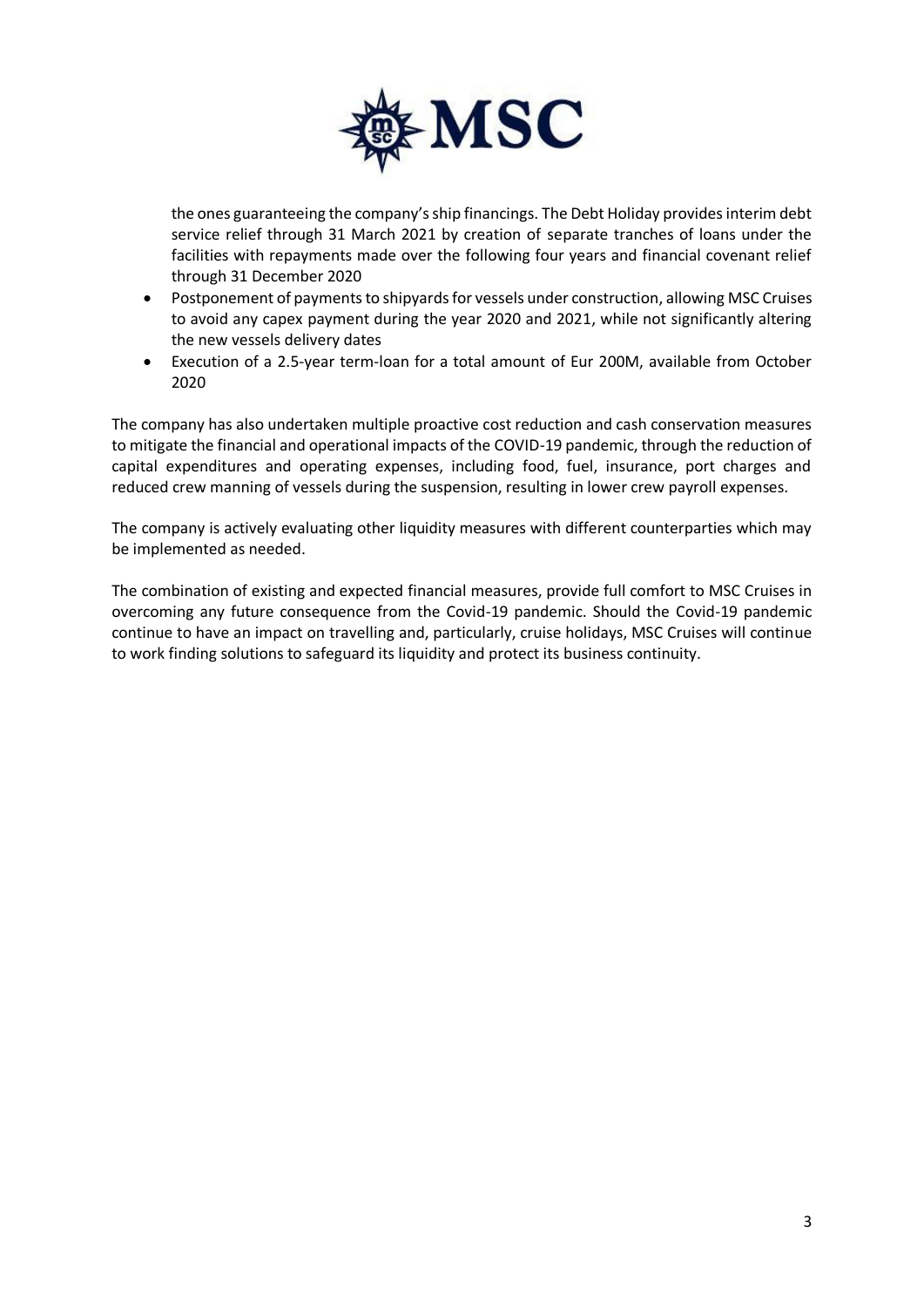the ones guaranteeing the company's ship financings. The Debt Holiday provides interim debt service relief through 31 March 2021 by creation of separate tranches of loans under the facilities with repayments made over the following four years and financial covenant relief through 31 December 2020

- Postponement of payments to shipyards for vessels under construction, allowing MSC Cruises to avoid any capex payment during the year 2020 and 2021, while not significantly altering the new vessels delivery dates
- Execution of a 2.5-year term-loan for a total amount of Eur 200M, available from October 2020

The company has also undertaken multiple proactive cost reduction and cash conservation measures to mitigate the financial and operational impacts of the COVID-19 pandemic, through the reduction of capital expenditures and operating expenses, including food, fuel, insurance, port charges and reduced crew manning of vessels during the suspension, resulting in lower crew payroll expenses.

The company is actively evaluating other liquidity measures with different counterparties which may be implemented as needed.

The combination of existing and expected financial measures, provide full comfort to MSC Cruises in overcoming any future consequence from the Covid-19 pandemic. Should the Covid-19 pandemic continue to have an impact on travelling and, particularly, cruise holidays, MSC Cruises will continue to work finding solutions to safeguard its liquidity and protect its business continuity.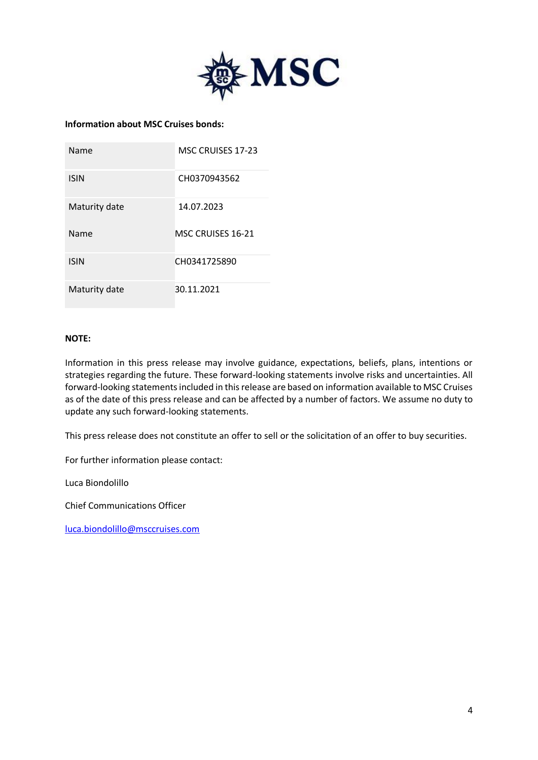**Information about MSC Cruises bonds:**

| | |
|---|---|
| Name | MSC CRUISES 17-23 |
| ISIN | CH0370943562 |
| Maturity date | 14.07.2023 |
| Name | MSC CRUISES 16-21 |
| ISIN | CH0341725890 |
| Maturity date | 30.11.2021 |

**NOTE:**

Information in this press release may involve guidance, expectations, beliefs, plans, intentions or strategies regarding the future. These forward-looking statements involve risks and uncertainties. All forward-looking statements included in this release are based on information available to MSC Cruises as of the date of this press release and can be affected by a number of factors. We assume no duty to update any such forward-looking statements.

This press release does not constitute an offer to sell or the solicitation of an offer to buy securities.

For further information please contact:

Luca Biondolillo

Chief Communications Officer

luca.biondolillo@msccruises.com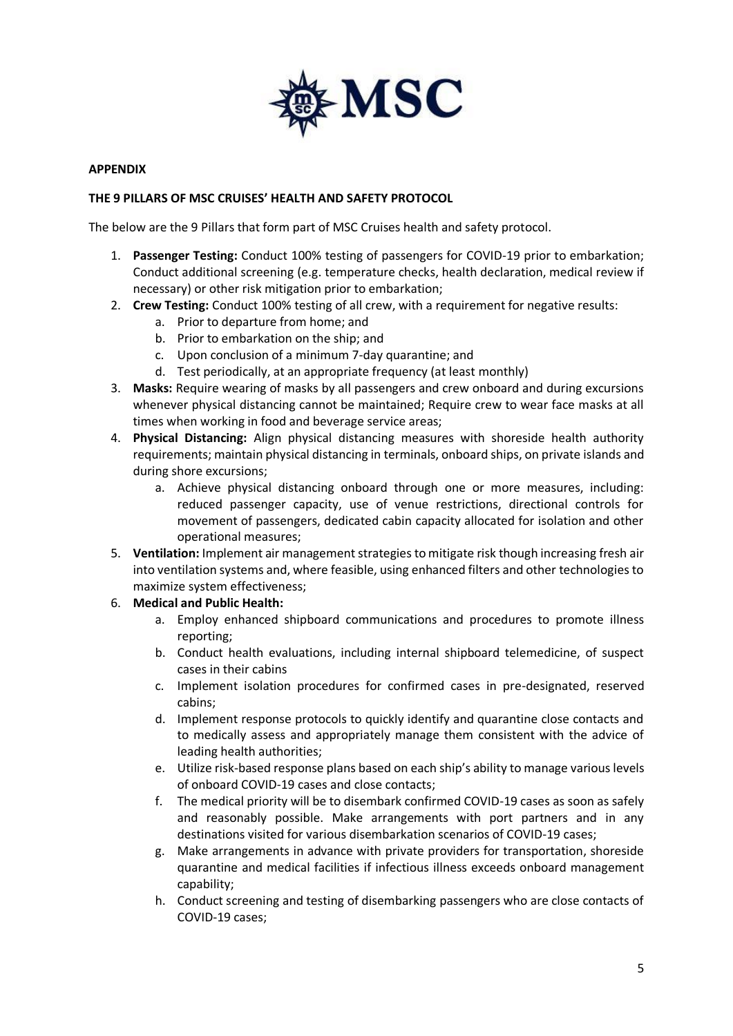**APPENDIX**

**THE 9 PILLARS OF MSC CRUISES' HEALTH AND SAFETY PROTOCOL**

The below are the 9 Pillars that form part of MSC Cruises health and safety protocol.

1. **Passenger Testing:** Conduct 100% testing of passengers for COVID-19 prior to embarkation; Conduct additional screening (e.g. temperature checks, health declaration, medical review if necessary) or other risk mitigation prior to embarkation;
2. **Crew Testing:** Conduct 100% testing of all crew, with a requirement for negative results:
   a. Prior to departure from home; and
   b. Prior to embarkation on the ship; and
   c. Upon conclusion of a minimum 7-day quarantine; and
   d. Test periodically, at an appropriate frequency (at least monthly)
3. **Masks:** Require wearing of masks by all passengers and crew onboard and during excursions whenever physical distancing cannot be maintained; Require crew to wear face masks at all times when working in food and beverage service areas;
4. **Physical Distancing:** Align physical distancing measures with shoreside health authority requirements; maintain physical distancing in terminals, onboard ships, on private islands and during shore excursions;
   a. Achieve physical distancing onboard through one or more measures, including: reduced passenger capacity, use of venue restrictions, directional controls for movement of passengers, dedicated cabin capacity allocated for isolation and other operational measures;
5. **Ventilation:** Implement air management strategies to mitigate risk though increasing fresh air into ventilation systems and, where feasible, using enhanced filters and other technologies to maximize system effectiveness;
6. **Medical and Public Health:**
   a. Employ enhanced shipboard communications and procedures to promote illness reporting;
   b. Conduct health evaluations, including internal shipboard telemedicine, of suspect cases in their cabins
   c. Implement isolation procedures for confirmed cases in pre-designated, reserved cabins;
   d. Implement response protocols to quickly identify and quarantine close contacts and to medically assess and appropriately manage them consistent with the advice of leading health authorities;
   e. Utilize risk-based response plans based on each ship's ability to manage various levels of onboard COVID-19 cases and close contacts;
   f. The medical priority will be to disembark confirmed COVID-19 cases as soon as safely and reasonably possible. Make arrangements with port partners and in any destinations visited for various disembarkation scenarios of COVID-19 cases;
   g. Make arrangements in advance with private providers for transportation, shoreside quarantine and medical facilities if infectious illness exceeds onboard management capability;
   h. Conduct screening and testing of disembarking passengers who are close contacts of COVID-19 cases;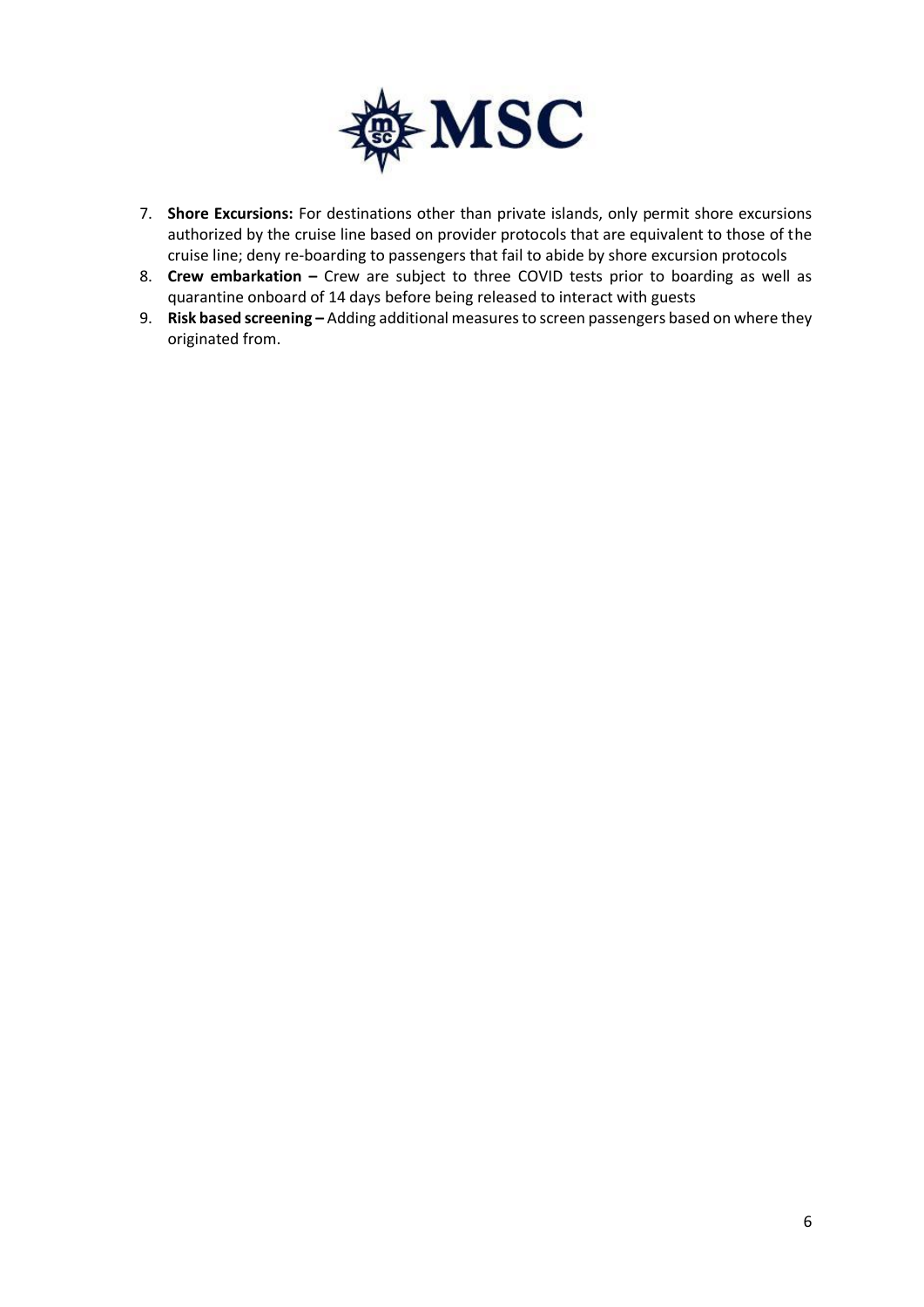7. **Shore Excursions:** For destinations other than private islands, only permit shore excursions authorized by the cruise line based on provider protocols that are equivalent to those of the cruise line; deny re-boarding to passengers that fail to abide by shore excursion protocols
8. **Crew embarkation –** Crew are subject to three COVID tests prior to boarding as well as quarantine onboard of 14 days before being released to interact with guests
9. **Risk based screening –** Adding additional measures to screen passengers based on where they originated from.